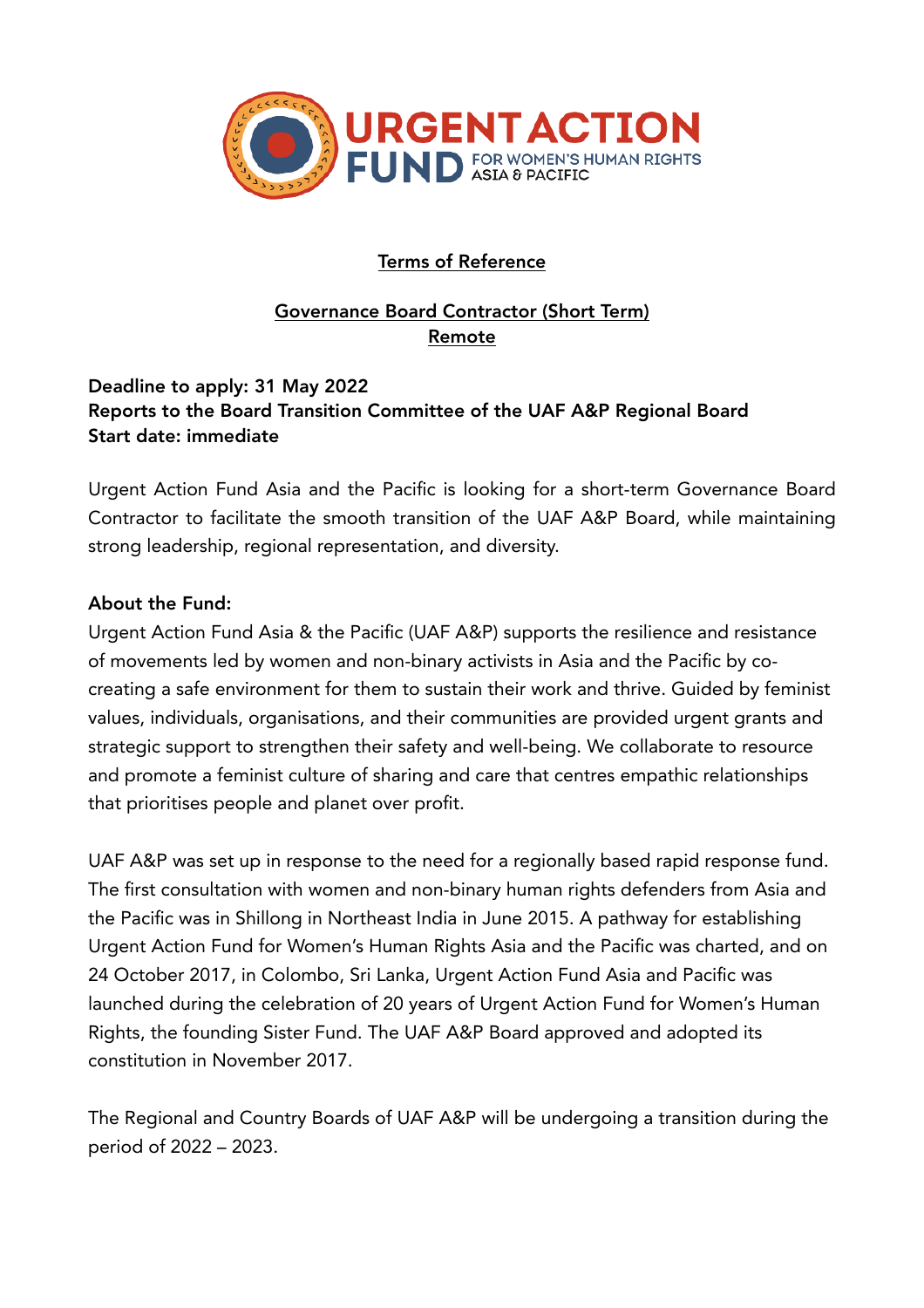**URGENT ACTION FUND FOR WOMEN'S HUMAN RIGHTS ASIA & PACIFIC**

# Terms of Reference

## Governance Board Contractor (Short Term)
## Remote

**Deadline to apply: 31 May 2022**
**Reports to the Board Transition Committee of the UAF A&P Regional Board**
**Start date: immediate**

Urgent Action Fund Asia and the Pacific is looking for a short-term Governance Board Contractor to facilitate the smooth transition of the UAF A&P Board, while maintaining strong leadership, regional representation, and diversity.

**About the Fund:**

Urgent Action Fund Asia & the Pacific (UAF A&P) supports the resilience and resistance of movements led by women and non-binary activists in Asia and the Pacific by co-creating a safe environment for them to sustain their work and thrive. Guided by feminist values, individuals, organisations, and their communities are provided urgent grants and strategic support to strengthen their safety and well-being. We collaborate to resource and promote a feminist culture of sharing and care that centres empathic relationships that prioritises people and planet over profit.

UAF A&P was set up in response to the need for a regionally based rapid response fund. The first consultation with women and non-binary human rights defenders from Asia and the Pacific was in Shillong in Northeast India in June 2015. A pathway for establishing Urgent Action Fund for Women's Human Rights Asia and the Pacific was charted, and on 24 October 2017, in Colombo, Sri Lanka, Urgent Action Fund Asia and Pacific was launched during the celebration of 20 years of Urgent Action Fund for Women's Human Rights, the founding Sister Fund. The UAF A&P Board approved and adopted its constitution in November 2017.

The Regional and Country Boards of UAF A&P will be undergoing a transition during the period of 2022 – 2023.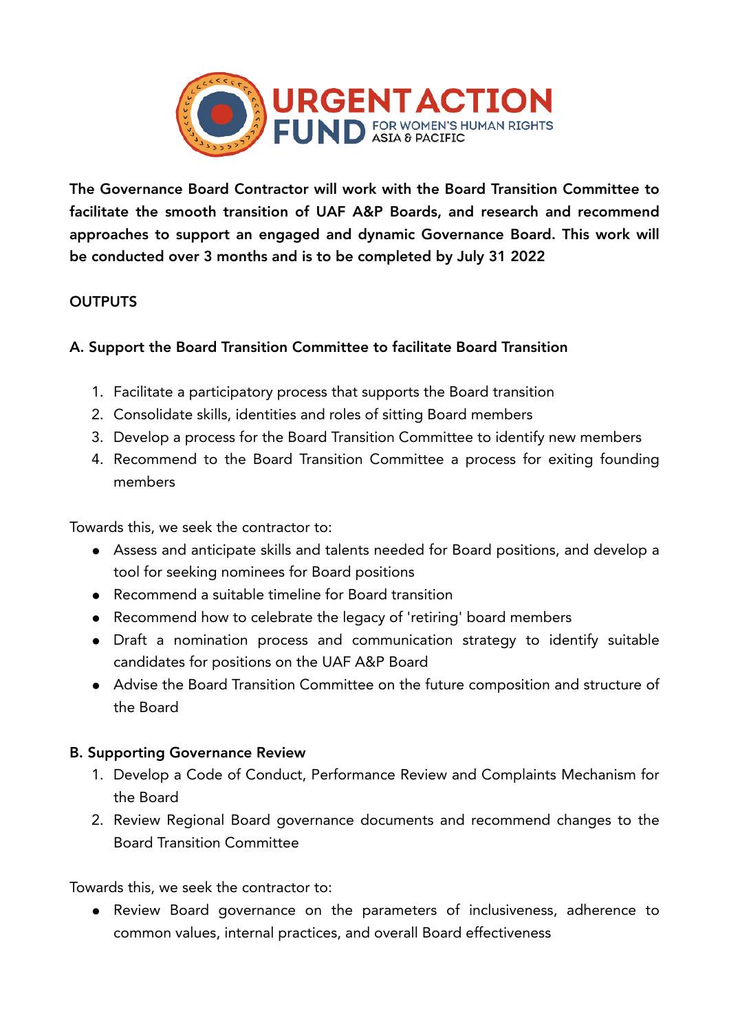**The Governance Board Contractor will work with the Board Transition Committee to facilitate the smooth transition of UAF A&P Boards, and research and recommend approaches to support an engaged and dynamic Governance Board. This work will be conducted over 3 months and is to be completed by July 31 2022**

**OUTPUTS**

**A. Support the Board Transition Committee to facilitate Board Transition**

1. Facilitate a participatory process that supports the Board transition
2. Consolidate skills, identities and roles of sitting Board members
3. Develop a process for the Board Transition Committee to identify new members
4. Recommend to the Board Transition Committee a process for exiting founding members

Towards this, we seek the contractor to:

- Assess and anticipate skills and talents needed for Board positions, and develop a tool for seeking nominees for Board positions
- Recommend a suitable timeline for Board transition
- Recommend how to celebrate the legacy of 'retiring' board members
- Draft a nomination process and communication strategy to identify suitable candidates for positions on the UAF A&P Board
- Advise the Board Transition Committee on the future composition and structure of the Board

**B. Supporting Governance Review**

1. Develop a Code of Conduct, Performance Review and Complaints Mechanism for the Board
2. Review Regional Board governance documents and recommend changes to the Board Transition Committee

Towards this, we seek the contractor to:

- Review Board governance on the parameters of inclusiveness, adherence to common values, internal practices, and overall Board effectiveness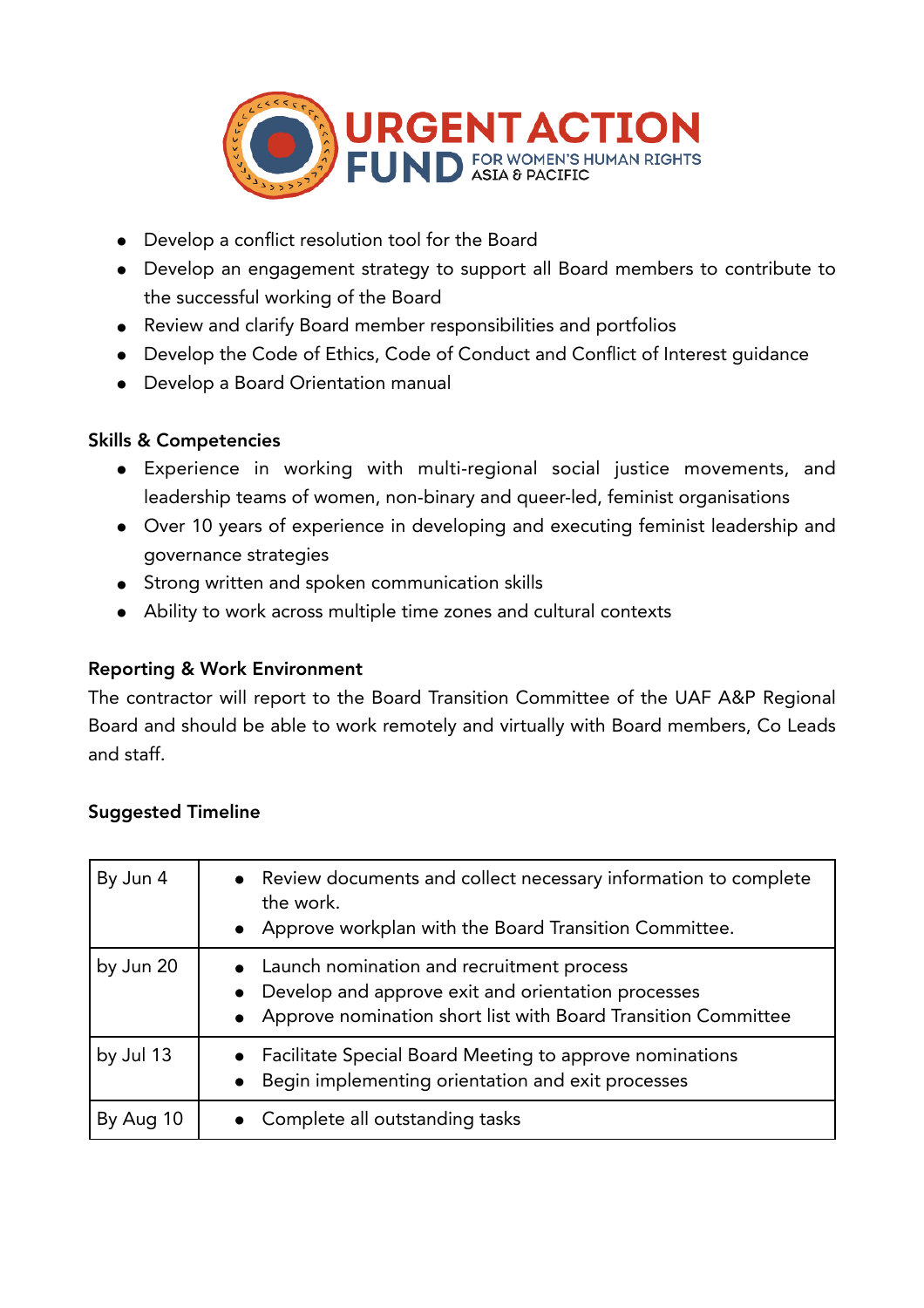- Develop a conflict resolution tool for the Board
- Develop an engagement strategy to support all Board members to contribute to the successful working of the Board
- Review and clarify Board member responsibilities and portfolios
- Develop the Code of Ethics, Code of Conduct and Conflict of Interest guidance
- Develop a Board Orientation manual

**Skills & Competencies**

- Experience in working with multi-regional social justice movements, and leadership teams of women, non-binary and queer-led, feminist organisations
- Over 10 years of experience in developing and executing feminist leadership and governance strategies
- Strong written and spoken communication skills
- Ability to work across multiple time zones and cultural contexts

**Reporting & Work Environment**

The contractor will report to the Board Transition Committee of the UAF A&P Regional Board and should be able to work remotely and virtually with Board members, Co Leads and staff.

**Suggested Timeline**

| | |
|---|---|
| By Jun 4 | • Review documents and collect necessary information to complete the work.<br>• Approve workplan with the Board Transition Committee. |
| by Jun 20 | • Launch nomination and recruitment process<br>• Develop and approve exit and orientation processes<br>• Approve nomination short list with Board Transition Committee |
| by Jul 13 | • Facilitate Special Board Meeting to approve nominations<br>• Begin implementing orientation and exit processes |
| By Aug 10 | • Complete all outstanding tasks |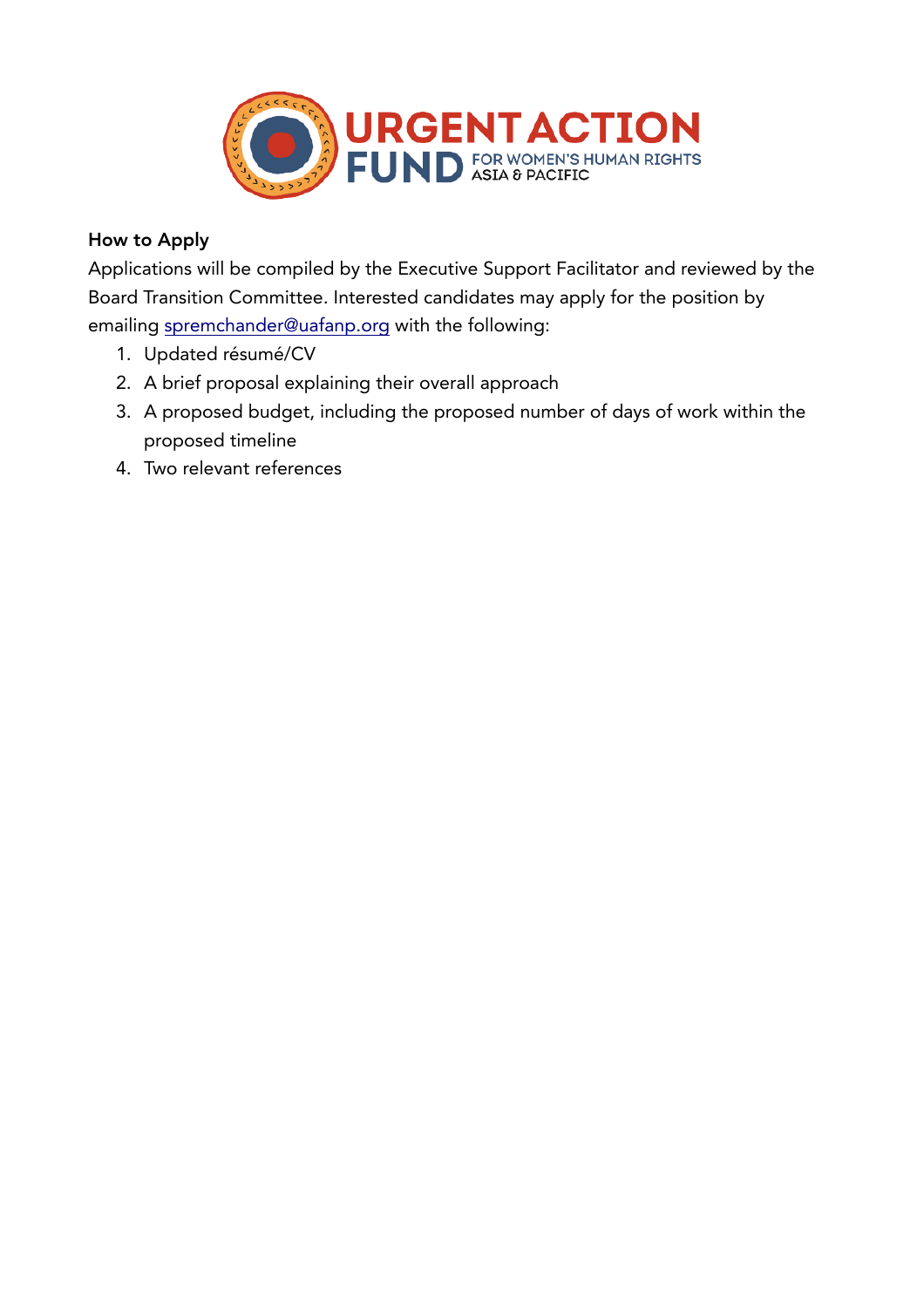**How to Apply**

Applications will be compiled by the Executive Support Facilitator and reviewed by the Board Transition Committee. Interested candidates may apply for the position by emailing spremchander@uafanp.org with the following:

1. Updated résumé/CV
2. A brief proposal explaining their overall approach
3. A proposed budget, including the proposed number of days of work within the proposed timeline
4. Two relevant references